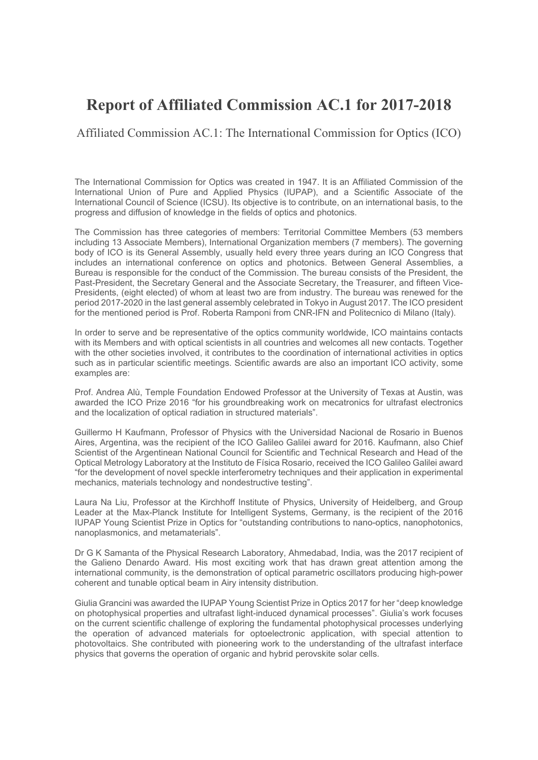# Report of Affiliated Commission AC.1 for 2017-2018

Affiliated Commission AC.1: The International Commission for Optics (ICO)

The International Commission for Optics was created in 1947. It is an Affiliated Commission of the International Union of Pure and Applied Physics (IUPAP), and a Scientific Associate of the International Council of Science (ICSU). Its objective is to contribute, on an international basis, to the progress and diffusion of knowledge in the fields of optics and photonics.

The Commission has three categories of members: Territorial Committee Members (53 members including 13 Associate Members), International Organization members (7 members). The governing body of ICO is its General Assembly, usually held every three years during an ICO Congress that includes an international conference on optics and photonics. Between General Assemblies, a Bureau is responsible for the conduct of the Commission. The bureau consists of the President, the Past-President, the Secretary General and the Associate Secretary, the Treasurer, and fifteen Vice-Presidents, (eight elected) of whom at least two are from industry. The bureau was renewed for the period 2017-2020 in the last general assembly celebrated in Tokyo in August 2017. The ICO president for the mentioned period is Prof. Roberta Ramponi from CNR-IFN and Politecnico di Milano (Italy).

In order to serve and be representative of the optics community worldwide, ICO maintains contacts with its Members and with optical scientists in all countries and welcomes all new contacts. Together with the other societies involved, it contributes to the coordination of international activities in optics such as in particular scientific meetings. Scientific awards are also an important ICO activity, some examples are:

Prof. Andrea Alù, Temple Foundation Endowed Professor at the University of Texas at Austin, was awarded the ICO Prize 2016 "for his groundbreaking work on mecatronics for ultrafast electronics and the localization of optical radiation in structured materials".

Guillermo H Kaufmann, Professor of Physics with the Universidad Nacional de Rosario in Buenos Aires, Argentina, was the recipient of the ICO Galileo Galilei award for 2016. Kaufmann, also Chief Scientist of the Argentinean National Council for Scientific and Technical Research and Head of the Optical Metrology Laboratory at the Instituto de Física Rosario, received the ICO Galileo Galilei award "for the development of novel speckle interferometry techniques and their application in experimental mechanics, materials technology and nondestructive testing".

Laura Na Liu, Professor at the Kirchhoff Institute of Physics, University of Heidelberg, and Group Leader at the Max-Planck Institute for Intelligent Systems, Germany, is the recipient of the 2016 IUPAP Young Scientist Prize in Optics for "outstanding contributions to nano-optics, nanophotonics, nanoplasmonics, and metamaterials".

Dr G K Samanta of the Physical Research Laboratory, Ahmedabad, India, was the 2017 recipient of the Galieno Denardo Award. His most exciting work that has drawn great attention among the international community, is the demonstration of optical parametric oscillators producing high-power coherent and tunable optical beam in Airy intensity distribution.

Giulia Grancini was awarded the IUPAP Young Scientist Prize in Optics 2017 for her "deep knowledge on photophysical properties and ultrafast light-induced dynamical processes". Giulia's work focuses on the current scientific challenge of exploring the fundamental photophysical processes underlying the operation of advanced materials for optoelectronic application, with special attention to photovoltaics. She contributed with pioneering work to the understanding of the ultrafast interface physics that governs the operation of organic and hybrid perovskite solar cells.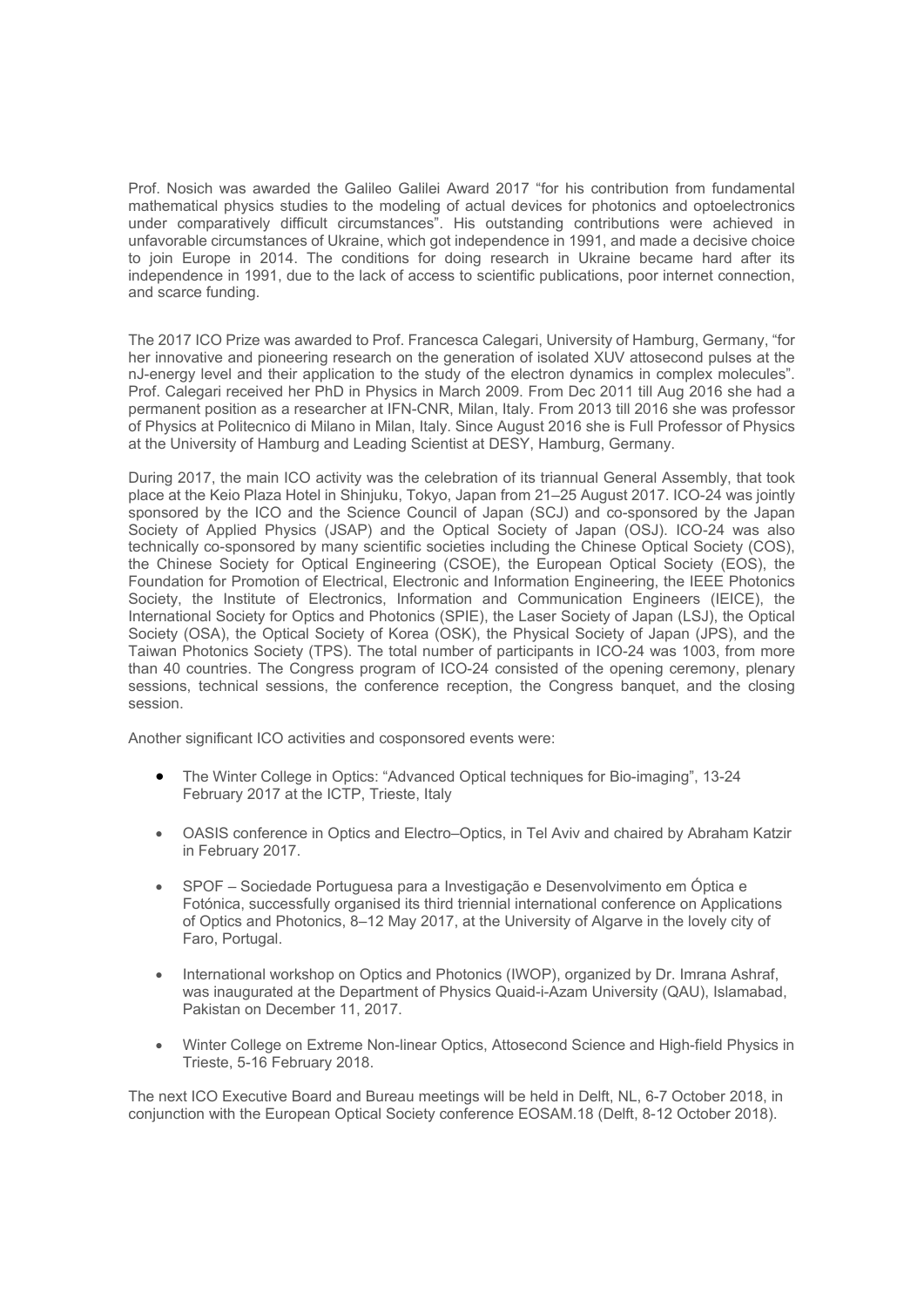Prof. Nosich was awarded the Galileo Galilei Award 2017 "for his contribution from fundamental mathematical physics studies to the modeling of actual devices for photonics and optoelectronics under comparatively difficult circumstances". His outstanding contributions were achieved in unfavorable circumstances of Ukraine, which got independence in 1991, and made a decisive choice to join Europe in 2014. The conditions for doing research in Ukraine became hard after its independence in 1991, due to the lack of access to scientific publications, poor internet connection, and scarce funding.

The 2017 ICO Prize was awarded to Prof. Francesca Calegari, University of Hamburg, Germany, "for her innovative and pioneering research on the generation of isolated XUV attosecond pulses at the nJ-energy level and their application to the study of the electron dynamics in complex molecules". Prof. Calegari received her PhD in Physics in March 2009. From Dec 2011 till Aug 2016 she had a permanent position as a researcher at IFN-CNR, Milan, Italy. From 2013 till 2016 she was professor of Physics at Politecnico di Milano in Milan, Italy. Since August 2016 she is Full Professor of Physics at the University of Hamburg and Leading Scientist at DESY, Hamburg, Germany.

During 2017, the main ICO activity was the celebration of its triannual General Assembly, that took place at the Keio Plaza Hotel in Shinjuku, Tokyo, Japan from 21–25 August 2017. ICO-24 was jointly sponsored by the ICO and the Science Council of Japan (SCJ) and co-sponsored by the Japan Society of Applied Physics (JSAP) and the Optical Society of Japan (OSJ). ICO-24 was also technically co-sponsored by many scientific societies including the Chinese Optical Society (COS), the Chinese Society for Optical Engineering (CSOE), the European Optical Society (EOS), the Foundation for Promotion of Electrical, Electronic and Information Engineering, the IEEE Photonics Society, the Institute of Electronics, Information and Communication Engineers (IEICE), the International Society for Optics and Photonics (SPIE), the Laser Society of Japan (LSJ), the Optical Society (OSA), the Optical Society of Korea (OSK), the Physical Society of Japan (JPS), and the Taiwan Photonics Society (TPS). The total number of participants in ICO-24 was 1003, from more than 40 countries. The Congress program of ICO-24 consisted of the opening ceremony, plenary sessions, technical sessions, the conference reception, the Congress banquet, and the closing session.

Another significant ICO activities and cosponsored events were:

- The Winter College in Optics: "Advanced Optical techniques for Bio-imaging", 13-24 February 2017 at the ICTP, Trieste, Italy
- OASIS conference in Optics and Electro–Optics, in Tel Aviv and chaired by Abraham Katzir in February 2017.
- SPOF – Sociedade Portuguesa para a Investigação e Desenvolvimento em Óptica e Fotónica, successfully organised its third triennial international conference on Applications of Optics and Photonics, 8–12 May 2017, at the University of Algarve in the lovely city of Faro, Portugal.
- International workshop on Optics and Photonics (IWOP), organized by Dr. Imrana Ashraf, was inaugurated at the Department of Physics Quaid-i-Azam University (QAU), Islamabad, Pakistan on December 11, 2017.
- Winter College on Extreme Non-linear Optics, Attosecond Science and High-field Physics in Trieste, 5-16 February 2018.

The next ICO Executive Board and Bureau meetings will be held in Delft, NL, 6-7 October 2018, in conjunction with the European Optical Society conference EOSAM.18 (Delft, 8-12 October 2018).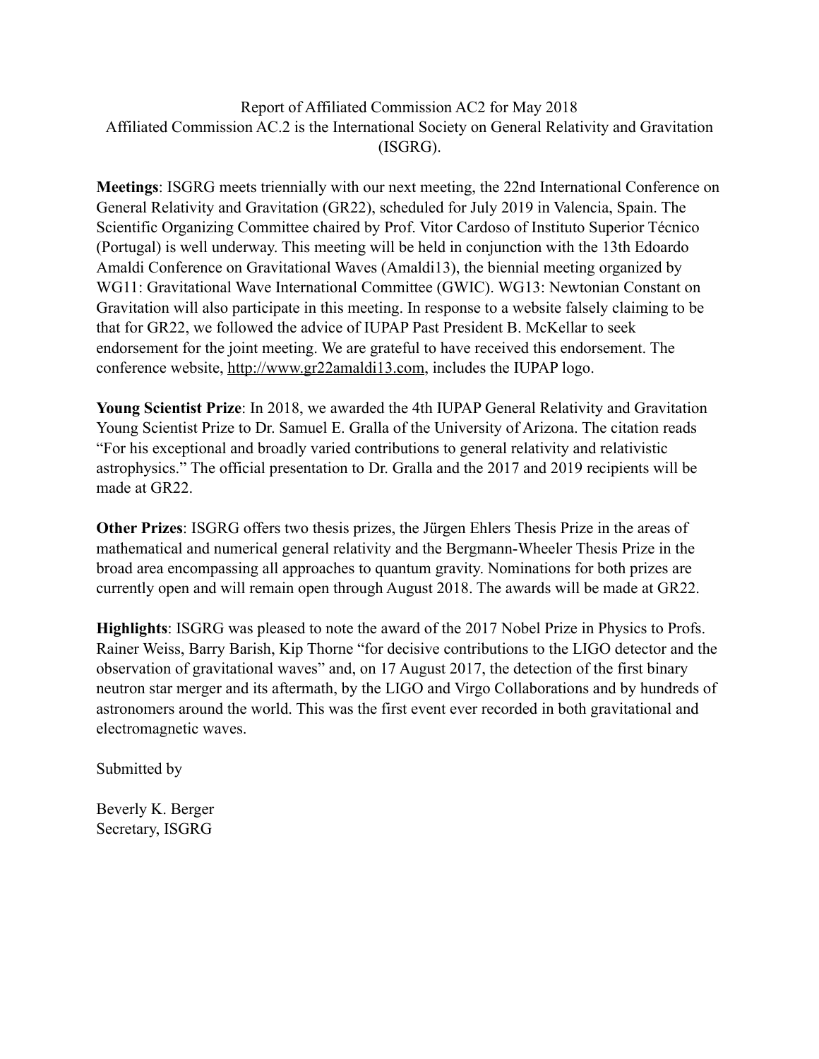Report of Affiliated Commission AC2 for May 2018
Affiliated Commission AC.2 is the International Society on General Relativity and Gravitation (ISGRG).

**Meetings**: ISGRG meets triennially with our next meeting, the 22nd International Conference on General Relativity and Gravitation (GR22), scheduled for July 2019 in Valencia, Spain. The Scientific Organizing Committee chaired by Prof. Vitor Cardoso of Instituto Superior Técnico (Portugal) is well underway. This meeting will be held in conjunction with the 13th Edoardo Amaldi Conference on Gravitational Waves (Amaldi13), the biennial meeting organized by WG11: Gravitational Wave International Committee (GWIC). WG13: Newtonian Constant on Gravitation will also participate in this meeting. In response to a website falsely claiming to be that for GR22, we followed the advice of IUPAP Past President B. McKellar to seek endorsement for the joint meeting. We are grateful to have received this endorsement. The conference website, http://www.gr22amaldi13.com, includes the IUPAP logo.

**Young Scientist Prize**: In 2018, we awarded the 4th IUPAP General Relativity and Gravitation Young Scientist Prize to Dr. Samuel E. Gralla of the University of Arizona. The citation reads "For his exceptional and broadly varied contributions to general relativity and relativistic astrophysics." The official presentation to Dr. Gralla and the 2017 and 2019 recipients will be made at GR22.

**Other Prizes**: ISGRG offers two thesis prizes, the Jürgen Ehlers Thesis Prize in the areas of mathematical and numerical general relativity and the Bergmann-Wheeler Thesis Prize in the broad area encompassing all approaches to quantum gravity. Nominations for both prizes are currently open and will remain open through August 2018. The awards will be made at GR22.

**Highlights**: ISGRG was pleased to note the award of the 2017 Nobel Prize in Physics to Profs. Rainer Weiss, Barry Barish, Kip Thorne "for decisive contributions to the LIGO detector and the observation of gravitational waves" and, on 17 August 2017, the detection of the first binary neutron star merger and its aftermath, by the LIGO and Virgo Collaborations and by hundreds of astronomers around the world. This was the first event ever recorded in both gravitational and electromagnetic waves.

Submitted by

Beverly K. Berger
Secretary, ISGRG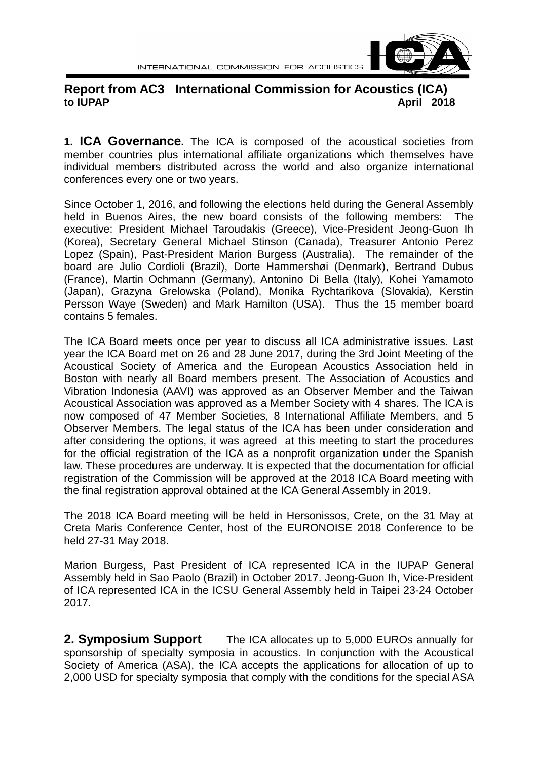# Report from AC3 International Commission for Acoustics (ICA) to IUPAP

**April 2018**

**1. ICA Governance.** The ICA is composed of the acoustical societies from member countries plus international affiliate organizations which themselves have individual members distributed across the world and also organize international conferences every one or two years.

Since October 1, 2016, and following the elections held during the General Assembly held in Buenos Aires, the new board consists of the following members: The executive: President Michael Taroudakis (Greece), Vice-President Jeong-Guon Ih (Korea), Secretary General Michael Stinson (Canada), Treasurer Antonio Perez Lopez (Spain), Past-President Marion Burgess (Australia). The remainder of the board are Julio Cordioli (Brazil), Dorte Hammershøi (Denmark), Bertrand Dubus (France), Martin Ochmann (Germany), Antonino Di Bella (Italy), Kohei Yamamoto (Japan), Grazyna Grelowska (Poland), Monika Rychtarikova (Slovakia), Kerstin Persson Waye (Sweden) and Mark Hamilton (USA). Thus the 15 member board contains 5 females.

The ICA Board meets once per year to discuss all ICA administrative issues. Last year the ICA Board met on 26 and 28 June 2017, during the 3rd Joint Meeting of the Acoustical Society of America and the European Acoustics Association held in Boston with nearly all Board members present. The Association of Acoustics and Vibration Indonesia (AAVI) was approved as an Observer Member and the Taiwan Acoustical Association was approved as a Member Society with 4 shares. The ICA is now composed of 47 Member Societies, 8 International Affiliate Members, and 5 Observer Members. The legal status of the ICA has been under consideration and after considering the options, it was agreed at this meeting to start the procedures for the official registration of the ICA as a nonprofit organization under the Spanish law. These procedures are underway. It is expected that the documentation for official registration of the Commission will be approved at the 2018 ICA Board meeting with the final registration approval obtained at the ICA General Assembly in 2019.

The 2018 ICA Board meeting will be held in Hersonissos, Crete, on the 31 May at Creta Maris Conference Center, host of the EURONOISE 2018 Conference to be held 27-31 May 2018.

Marion Burgess, Past President of ICA represented ICA in the IUPAP General Assembly held in Sao Paolo (Brazil) in October 2017. Jeong-Guon Ih, Vice-President of ICA represented ICA in the ICSU General Assembly held in Taipei 23-24 October 2017.

**2. Symposium Support** The ICA allocates up to 5,000 EUROs annually for sponsorship of specialty symposia in acoustics. In conjunction with the Acoustical Society of America (ASA), the ICA accepts the applications for allocation of up to 2,000 USD for specialty symposia that comply with the conditions for the special ASA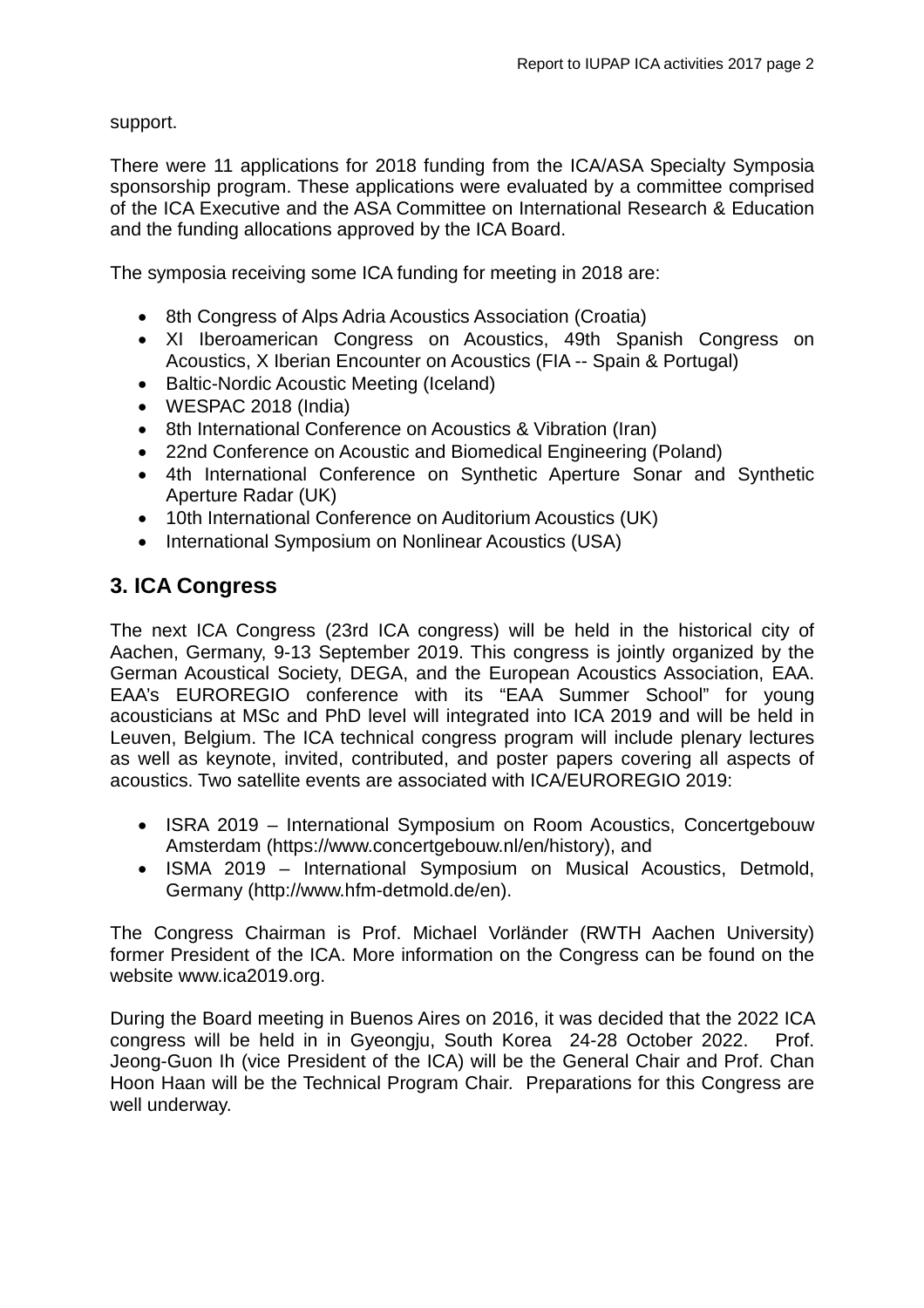support.

There were 11 applications for 2018 funding from the ICA/ASA Specialty Symposia sponsorship program. These applications were evaluated by a committee comprised of the ICA Executive and the ASA Committee on International Research & Education and the funding allocations approved by the ICA Board.

The symposia receiving some ICA funding for meeting in 2018 are:

- 8th Congress of Alps Adria Acoustics Association (Croatia)
- XI Iberoamerican Congress on Acoustics, 49th Spanish Congress on Acoustics, X Iberian Encounter on Acoustics (FIA -- Spain & Portugal)
- Baltic-Nordic Acoustic Meeting (Iceland)
- WESPAC 2018 (India)
- 8th International Conference on Acoustics & Vibration (Iran)
- 22nd Conference on Acoustic and Biomedical Engineering (Poland)
- 4th International Conference on Synthetic Aperture Sonar and Synthetic Aperture Radar (UK)
- 10th International Conference on Auditorium Acoustics (UK)
- International Symposium on Nonlinear Acoustics (USA)

## 3. ICA Congress

The next ICA Congress (23rd ICA congress) will be held in the historical city of Aachen, Germany, 9-13 September 2019. This congress is jointly organized by the German Acoustical Society, DEGA, and the European Acoustics Association, EAA. EAA's EUROREGIO conference with its "EAA Summer School" for young acousticians at MSc and PhD level will integrated into ICA 2019 and will be held in Leuven, Belgium. The ICA technical congress program will include plenary lectures as well as keynote, invited, contributed, and poster papers covering all aspects of acoustics. Two satellite events are associated with ICA/EUROREGIO 2019:

- ISRA 2019 – International Symposium on Room Acoustics, Concertgebouw Amsterdam (https://www.concertgebouw.nl/en/history), and
- ISMA 2019 – International Symposium on Musical Acoustics, Detmold, Germany (http://www.hfm-detmold.de/en).

The Congress Chairman is Prof. Michael Vorländer (RWTH Aachen University) former President of the ICA. More information on the Congress can be found on the website www.ica2019.org.

During the Board meeting in Buenos Aires on 2016, it was decided that the 2022 ICA congress will be held in in Gyeongju, South Korea 24-28 October 2022. Prof. Jeong-Guon Ih (vice President of the ICA) will be the General Chair and Prof. Chan Hoon Haan will be the Technical Program Chair. Preparations for this Congress are well underway.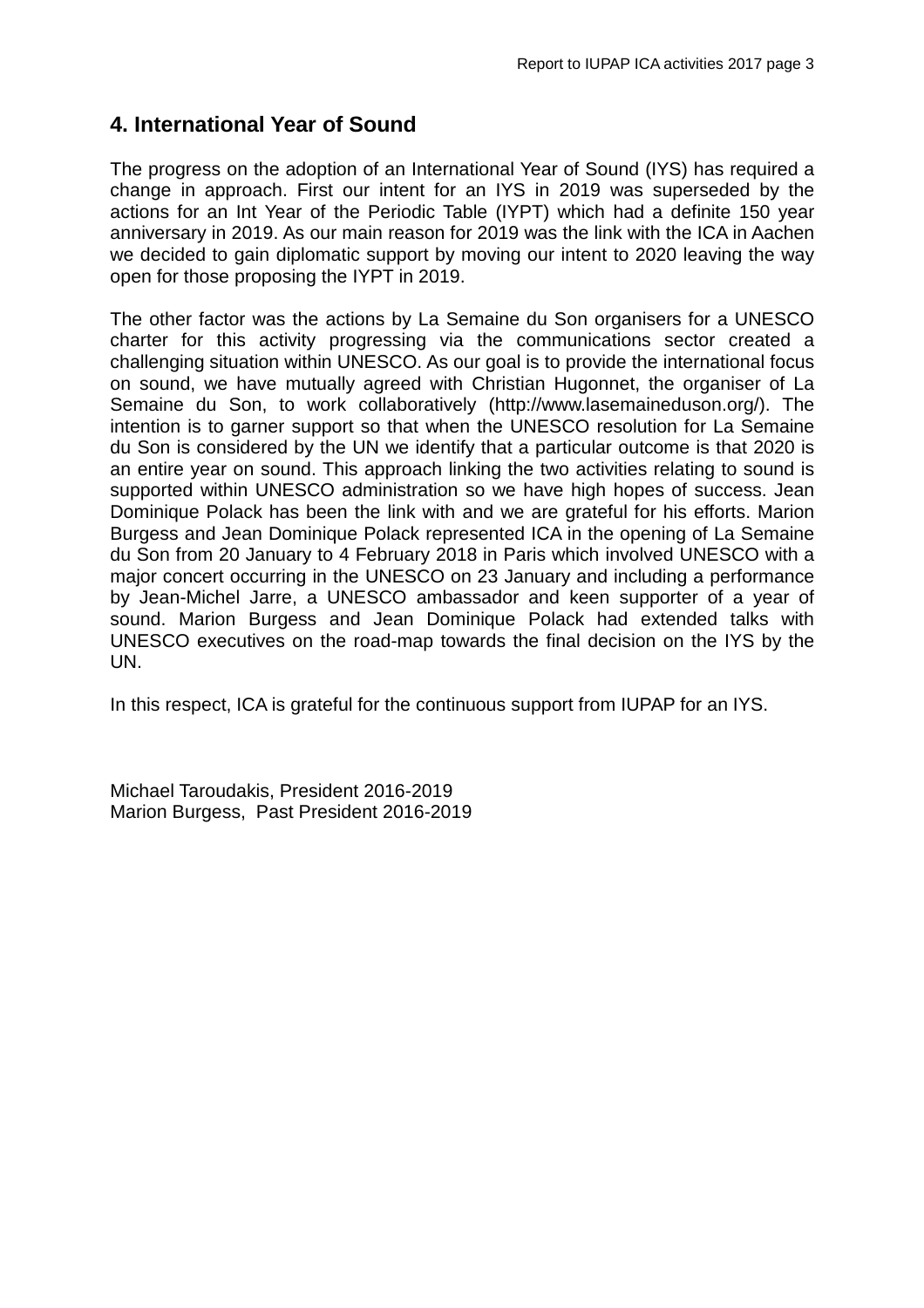## 4. International Year of Sound

The progress on the adoption of an International Year of Sound (IYS) has required a change in approach. First our intent for an IYS in 2019 was superseded by the actions for an Int Year of the Periodic Table (IYPT) which had a definite 150 year anniversary in 2019. As our main reason for 2019 was the link with the ICA in Aachen we decided to gain diplomatic support by moving our intent to 2020 leaving the way open for those proposing the IYPT in 2019.

The other factor was the actions by La Semaine du Son organisers for a UNESCO charter for this activity progressing via the communications sector created a challenging situation within UNESCO. As our goal is to provide the international focus on sound, we have mutually agreed with Christian Hugonnet, the organiser of La Semaine du Son, to work collaboratively (http://www.lasemaineduson.org/). The intention is to garner support so that when the UNESCO resolution for La Semaine du Son is considered by the UN we identify that a particular outcome is that 2020 is an entire year on sound. This approach linking the two activities relating to sound is supported within UNESCO administration so we have high hopes of success. Jean Dominique Polack has been the link with and we are grateful for his efforts. Marion Burgess and Jean Dominique Polack represented ICA in the opening of La Semaine du Son from 20 January to 4 February 2018 in Paris which involved UNESCO with a major concert occurring in the UNESCO on 23 January and including a performance by Jean-Michel Jarre, a UNESCO ambassador and keen supporter of a year of sound. Marion Burgess and Jean Dominique Polack had extended talks with UNESCO executives on the road-map towards the final decision on the IYS by the UN.

In this respect, ICA is grateful for the continuous support from IUPAP for an IYS.

Michael Taroudakis, President 2016-2019
Marion Burgess, Past President 2016-2019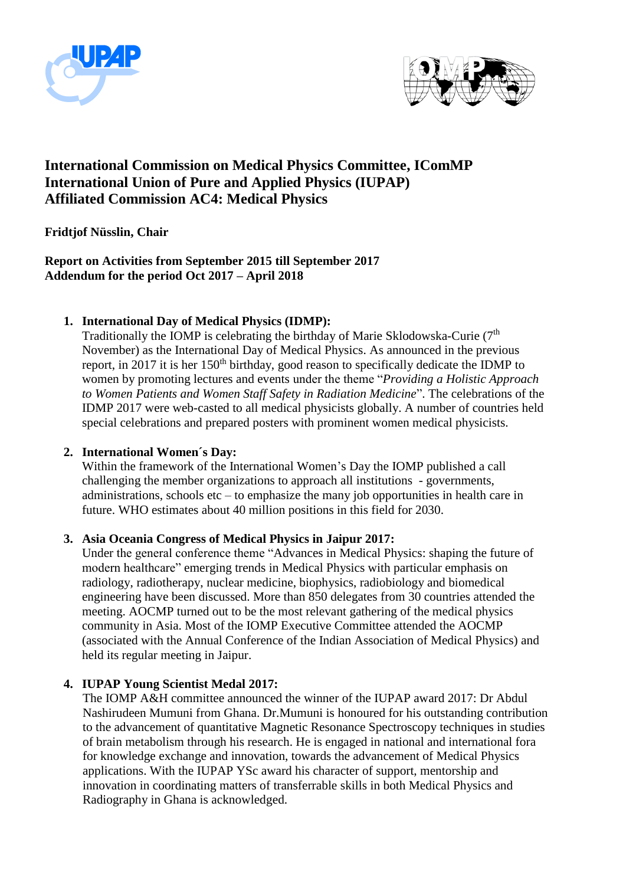**International Commission on Medical Physics Committee, IComMP**
**International Union of Pure and Applied Physics (IUPAP)**
**Affiliated Commission AC4: Medical Physics**

**Fridtjof Nüsslin, Chair**

**Report on Activities from September 2015 till September 2017**
**Addendum for the period Oct 2017 – April 2018**

1. **International Day of Medical Physics (IDMP):**
   Traditionally the IOMP is celebrating the birthday of Marie Sklodowska-Curie (7th November) as the International Day of Medical Physics. As announced in the previous report, in 2017 it is her 150th birthday, good reason to specifically dedicate the IDMP to women by promoting lectures and events under the theme "*Providing a Holistic Approach to Women Patients and Women Staff Safety in Radiation Medicine*". The celebrations of the IDMP 2017 were web-casted to all medical physicists globally. A number of countries held special celebrations and prepared posters with prominent women medical physicists.

2. **International Women´s Day:**
   Within the framework of the International Women's Day the IOMP published a call challenging the member organizations to approach all institutions - governments, administrations, schools etc – to emphasize the many job opportunities in health care in future. WHO estimates about 40 million positions in this field for 2030.

3. **Asia Oceania Congress of Medical Physics in Jaipur 2017:**
   Under the general conference theme "Advances in Medical Physics: shaping the future of modern healthcare" emerging trends in Medical Physics with particular emphasis on radiology, radiotherapy, nuclear medicine, biophysics, radiobiology and biomedical engineering have been discussed. More than 850 delegates from 30 countries attended the meeting. AOCMP turned out to be the most relevant gathering of the medical physics community in Asia. Most of the IOMP Executive Committee attended the AOCMP (associated with the Annual Conference of the Indian Association of Medical Physics) and held its regular meeting in Jaipur.

4. **IUPAP Young Scientist Medal 2017:**
   The IOMP A&H committee announced the winner of the IUPAP award 2017: Dr Abdul Nashirudeen Mumuni from Ghana. Dr.Mumuni is honoured for his outstanding contribution to the advancement of quantitative Magnetic Resonance Spectroscopy techniques in studies of brain metabolism through his research. He is engaged in national and international fora for knowledge exchange and innovation, towards the advancement of Medical Physics applications. With the IUPAP YSc award his character of support, mentorship and innovation in coordinating matters of transferrable skills in both Medical Physics and Radiography in Ghana is acknowledged.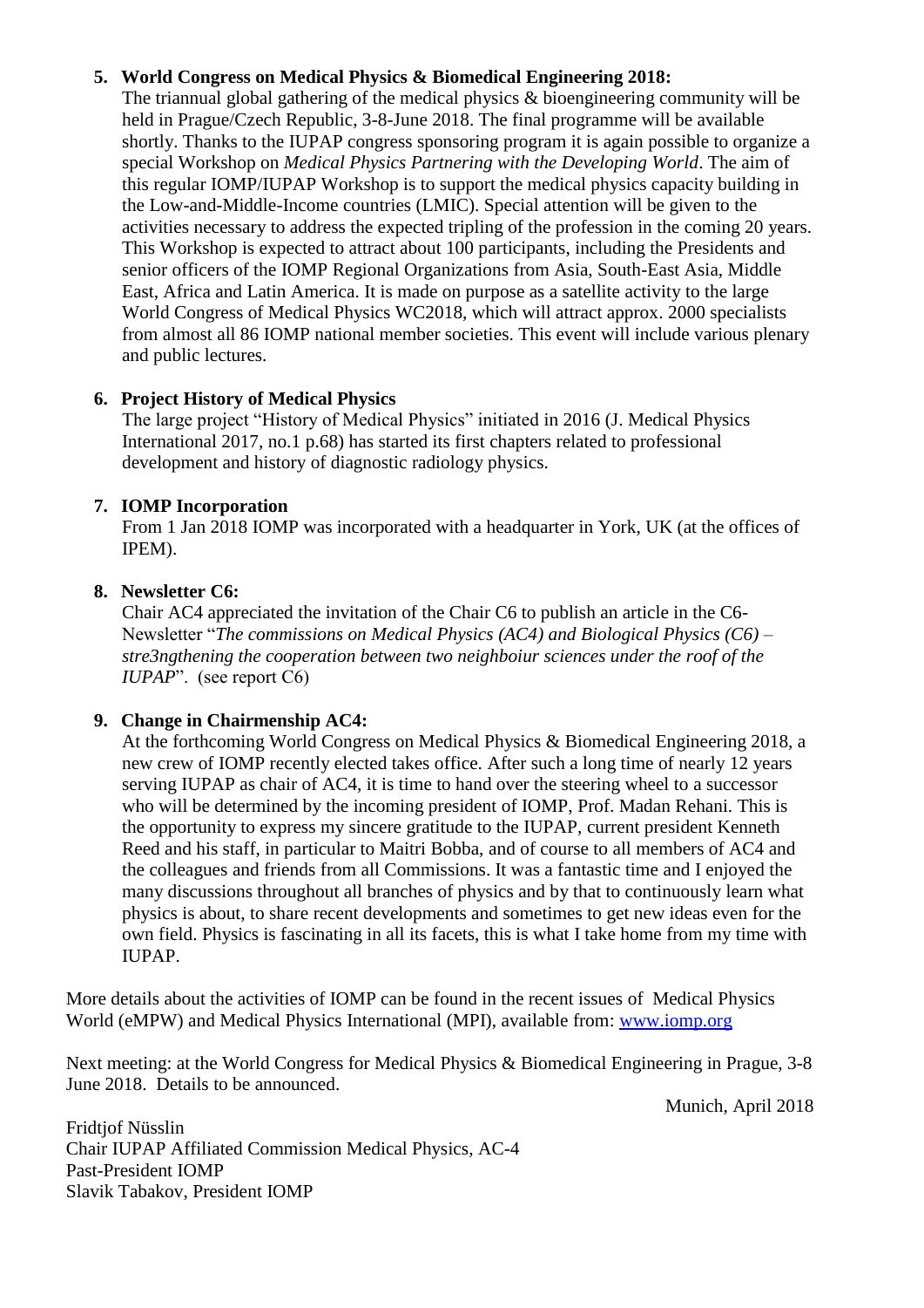5. **World Congress on Medical Physics & Biomedical Engineering 2018:**
   The triannual global gathering of the medical physics & bioengineering community will be held in Prague/Czech Republic, 3-8-June 2018. The final programme will be available shortly. Thanks to the IUPAP congress sponsoring program it is again possible to organize a special Workshop on *Medical Physics Partnering with the Developing World*. The aim of this regular IOMP/IUPAP Workshop is to support the medical physics capacity building in the Low-and-Middle-Income countries (LMIC). Special attention will be given to the activities necessary to address the expected tripling of the profession in the coming 20 years. This Workshop is expected to attract about 100 participants, including the Presidents and senior officers of the IOMP Regional Organizations from Asia, South-East Asia, Middle East, Africa and Latin America. It is made on purpose as a satellite activity to the large World Congress of Medical Physics WC2018, which will attract approx. 2000 specialists from almost all 86 IOMP national member societies. This event will include various plenary and public lectures.

6. **Project History of Medical Physics**
   The large project "History of Medical Physics" initiated in 2016 (J. Medical Physics International 2017, no.1 p.68) has started its first chapters related to professional development and history of diagnostic radiology physics.

7. **IOMP Incorporation**
   From 1 Jan 2018 IOMP was incorporated with a headquarter in York, UK (at the offices of IPEM).

8. **Newsletter C6:**
   Chair AC4 appreciated the invitation of the Chair C6 to publish an article in the C6-Newsletter "*The commissions on Medical Physics (AC4) and Biological Physics (C6) – stre3ngthening the cooperation between two neighboiur sciences under the roof of the IUPAP*". (see report C6)

9. **Change in Chairmenship AC4:**
   At the forthcoming World Congress on Medical Physics & Biomedical Engineering 2018, a new crew of IOMP recently elected takes office. After such a long time of nearly 12 years serving IUPAP as chair of AC4, it is time to hand over the steering wheel to a successor who will be determined by the incoming president of IOMP, Prof. Madan Rehani. This is the opportunity to express my sincere gratitude to the IUPAP, current president Kenneth Reed and his staff, in particular to Maitri Bobba, and of course to all members of AC4 and the colleagues and friends from all Commissions. It was a fantastic time and I enjoyed the many discussions throughout all branches of physics and by that to continuously learn what physics is about, to share recent developments and sometimes to get new ideas even for the own field. Physics is fascinating in all its facets, this is what I take home from my time with IUPAP.

More details about the activities of IOMP can be found in the recent issues of Medical Physics World (eMPW) and Medical Physics International (MPI), available from: www.iomp.org

Next meeting: at the World Congress for Medical Physics & Biomedical Engineering in Prague, 3-8 June 2018. Details to be announced.

Munich, April 2018

Fridtjof Nüsslin
Chair IUPAP Affiliated Commission Medical Physics, AC-4
Past-President IOMP
Slavik Tabakov, President IOMP